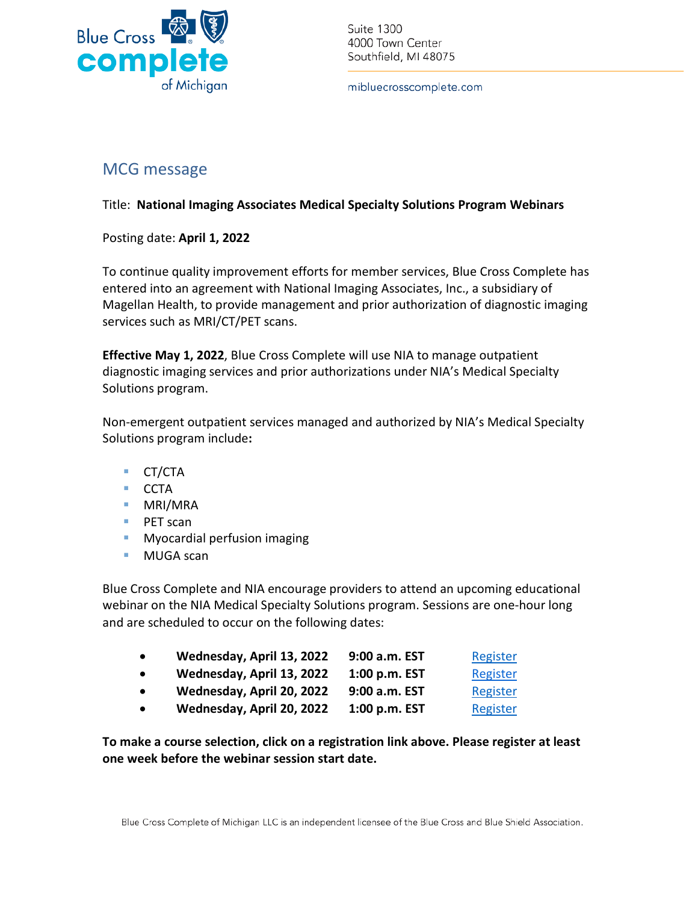Blue Cross complete of Michigan

Suite 1300
4000 Town Center
Southfield, MI 48075

mibluecrosscomplete.com

## MCG message

Title: **National Imaging Associates Medical Specialty Solutions Program Webinars**

Posting date: **April 1, 2022**

To continue quality improvement efforts for member services, Blue Cross Complete has entered into an agreement with National Imaging Associates, Inc., a subsidiary of Magellan Health, to provide management and prior authorization of diagnostic imaging services such as MRI/CT/PET scans.

**Effective May 1, 2022**, Blue Cross Complete will use NIA to manage outpatient diagnostic imaging services and prior authorizations under NIA's Medical Specialty Solutions program.

Non-emergent outpatient services managed and authorized by NIA's Medical Specialty Solutions program include**:**

- CT/CTA
- CCTA
- MRI/MRA
- PET scan
- Myocardial perfusion imaging
- MUGA scan

Blue Cross Complete and NIA encourage providers to attend an upcoming educational webinar on the NIA Medical Specialty Solutions program. Sessions are one-hour long and are scheduled to occur on the following dates:

- **Wednesday, April 13, 2022** **9:00 a.m. EST** Register
- **Wednesday, April 13, 2022** **1:00 p.m. EST** Register
- **Wednesday, April 20, 2022** **9:00 a.m. EST** Register
- **Wednesday, April 20, 2022** **1:00 p.m. EST** Register

**To make a course selection, click on a registration link above. Please register at least one week before the webinar session start date.**

Blue Cross Complete of Michigan LLC is an independent licensee of the Blue Cross and Blue Shield Association.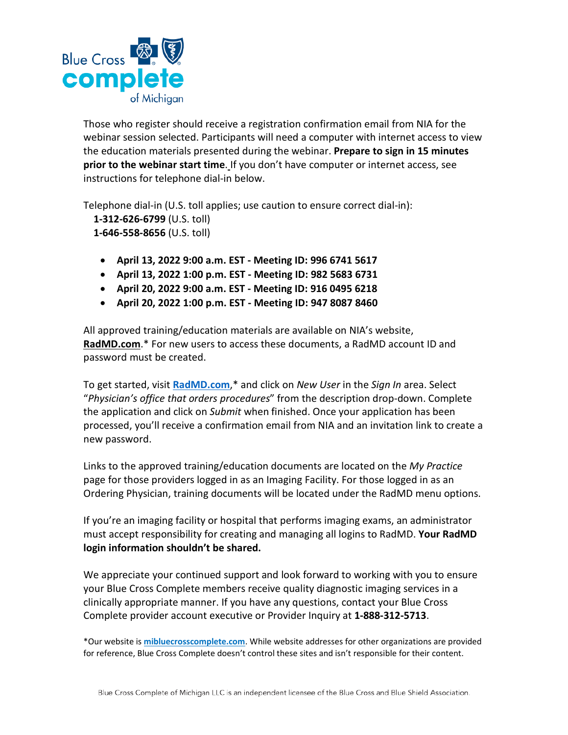Those who register should receive a registration confirmation email from NIA for the webinar session selected. Participants will need a computer with internet access to view the education materials presented during the webinar. **Prepare to sign in 15 minutes prior to the webinar start time**. If you don't have computer or internet access, see instructions for telephone dial-in below.

Telephone dial-in (U.S. toll applies; use caution to ensure correct dial-in):
**1-312-626-6799** (U.S. toll)
**1-646-558-8656** (U.S. toll)

- **April 13, 2022 9:00 a.m. EST - Meeting ID: 996 6741 5617**
- **April 13, 2022 1:00 p.m. EST - Meeting ID: 982 5683 6731**
- **April 20, 2022 9:00 a.m. EST - Meeting ID: 916 0495 6218**
- **April 20, 2022 1:00 p.m. EST - Meeting ID: 947 8087 8460**

All approved training/education materials are available on NIA's website, **RadMD.com**.* For new users to access these documents, a RadMD account ID and password must be created.

To get started, visit **RadMD.com**,* and click on *New User* in the *Sign In* area. Select "*Physician's office that orders procedures*" from the description drop-down. Complete the application and click on *Submit* when finished. Once your application has been processed, you'll receive a confirmation email from NIA and an invitation link to create a new password.

Links to the approved training/education documents are located on the *My Practice* page for those providers logged in as an Imaging Facility. For those logged in as an Ordering Physician, training documents will be located under the RadMD menu options.

If you're an imaging facility or hospital that performs imaging exams, an administrator must accept responsibility for creating and managing all logins to RadMD. **Your RadMD login information shouldn't be shared.**

We appreciate your continued support and look forward to working with you to ensure your Blue Cross Complete members receive quality diagnostic imaging services in a clinically appropriate manner. If you have any questions, contact your Blue Cross Complete provider account executive or Provider Inquiry at **1-888-312-5713**.

*Our website is **mibluecrosscomplete.com**. While website addresses for other organizations are provided for reference, Blue Cross Complete doesn't control these sites and isn't responsible for their content.